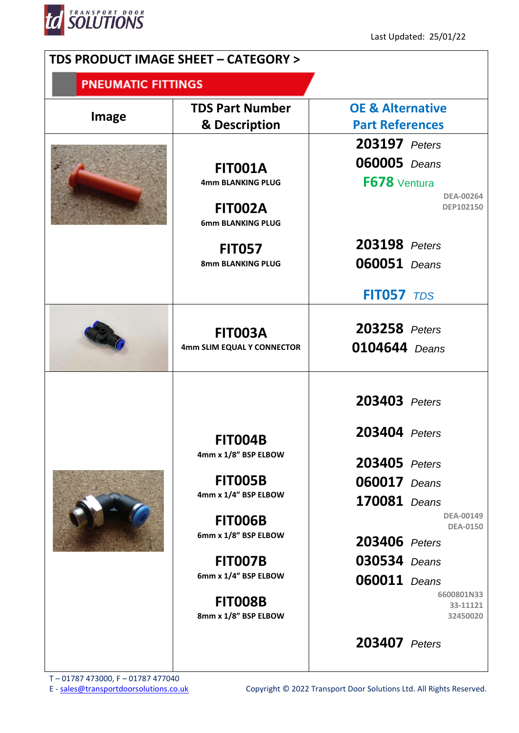Last Updated: 25/01/22

# TDS PRODUCT IMAGE SHEET – CATEGORY >

## PNEUMATIC FITTINGS

| Image | TDS Part Number & Description | OE & Alternative Part References |
|---|---|---|
| | **FIT001A** 4mm BLANKING PLUG<br><br>**FIT002A** 6mm BLANKING PLUG<br><br>**FIT057** 8mm BLANKING PLUG | **203197** *Peters*<br>**060005** *Deans*<br>**F678** Ventura<br>DEA-00264<br>DEP102150<br><br>**203198** *Peters*<br>**060051** *Deans*<br><br>**FIT057** *TDS* |
| | **FIT003A** 4mm SLIM EQUAL Y CONNECTOR | **203258** *Peters*<br>**0104644** *Deans* |
| | **FIT004B** 4mm x 1/8" BSP ELBOW<br><br>**FIT005B** 4mm x 1/4" BSP ELBOW<br><br>**FIT006B** 6mm x 1/8" BSP ELBOW<br><br>**FIT007B** 6mm x 1/4" BSP ELBOW<br><br>**FIT008B** 8mm x 1/8" BSP ELBOW | **203403** *Peters*<br><br>**203404** *Peters*<br><br>**203405** *Peters*<br>**060017** *Deans*<br>**170081** *Deans*<br>DEA-00149<br>DEA-0150<br><br>**203406** *Peters*<br>**030534** *Deans*<br>**060011** *Deans*<br>6600801N33<br>33-11121<br>32450020<br><br>**203407** *Peters* |

T – 01787 473000, F – 01787 477040
E - sales@transportdoorsolutions.co.uk

Copyright © 2022 Transport Door Solutions Ltd. All Rights Reserved.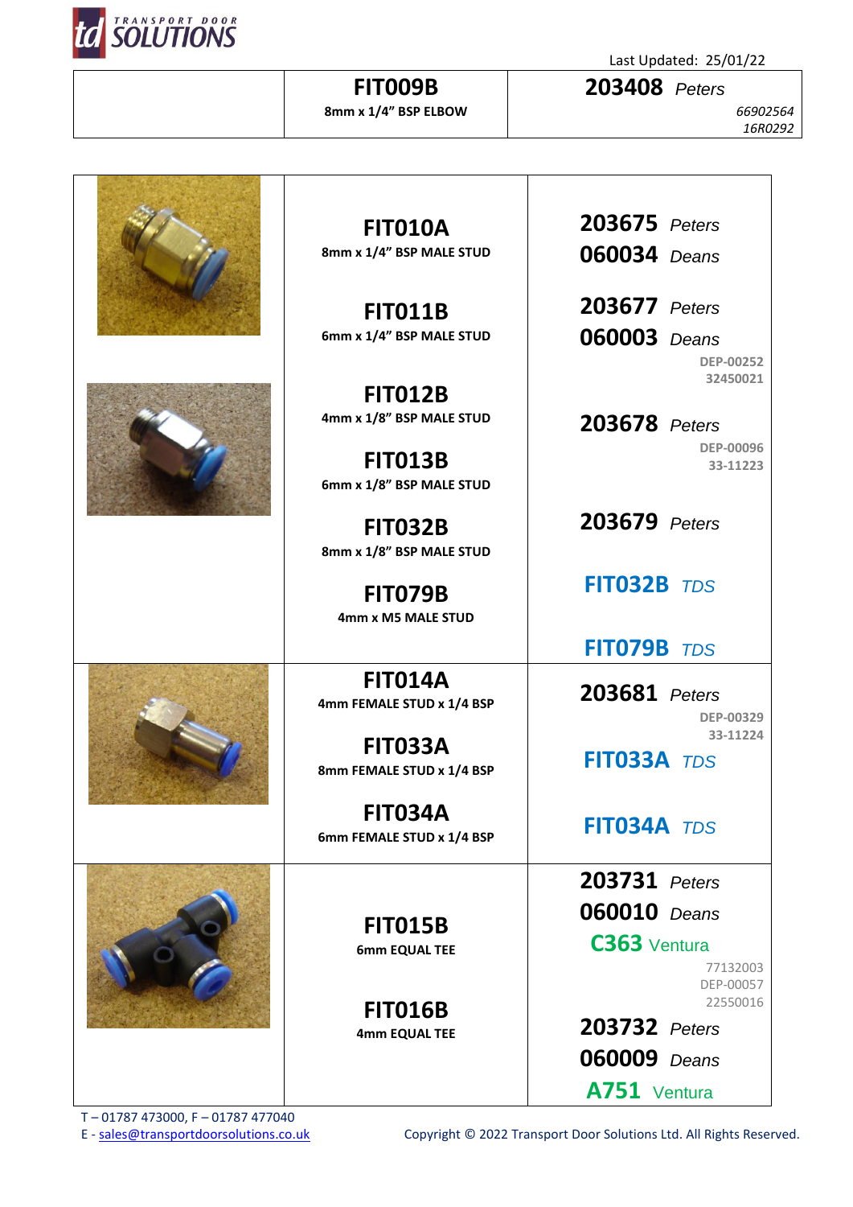Last Updated: 25/01/22

| | | |
|---|---|---|
| | **FIT009B**<br>8mm x 1/4" BSP ELBOW | **203408** *Peters*<br>*66902564*<br>*16R0292* |

| | | |
|---|---|---|
| | **FIT010A**<br>8mm x 1/4" BSP MALE STUD<br><br>**FIT011B**<br>6mm x 1/4" BSP MALE STUD<br><br>**FIT012B**<br>4mm x 1/8" BSP MALE STUD<br><br>**FIT013B**<br>6mm x 1/8" BSP MALE STUD<br><br>**FIT032B**<br>8mm x 1/8" BSP MALE STUD<br><br>**FIT079B**<br>4mm x M5 MALE STUD | **203675** *Peters*<br>**060034** *Deans*<br><br>**203677** *Peters*<br>**060003** *Deans*<br>DEP-00252<br>32450021<br><br>**203678** *Peters*<br>DEP-00096<br>33-11223<br><br>**203679** *Peters*<br><br>**FIT032B** *TDS*<br><br>**FIT079B** *TDS* |
| | **FIT014A**<br>4mm FEMALE STUD x 1/4 BSP<br><br>**FIT033A**<br>8mm FEMALE STUD x 1/4 BSP<br><br>**FIT034A**<br>6mm FEMALE STUD x 1/4 BSP | **203681** *Peters*<br>DEP-00329<br>33-11224<br><br>**FIT033A** *TDS*<br><br>**FIT034A** *TDS* |
| | **FIT015B**<br>6mm EQUAL TEE<br><br>**FIT016B**<br>4mm EQUAL TEE | **203731** *Peters*<br>**060010** *Deans*<br>**C363** Ventura<br>77132003<br>DEP-00057<br>22550016<br><br>**203732** *Peters*<br>**060009** *Deans*<br>**A751** Ventura |

T – 01787 473000, F – 01787 477040
E - sales@transportdoorsolutions.co.uk

Copyright © 2022 Transport Door Solutions Ltd. All Rights Reserved.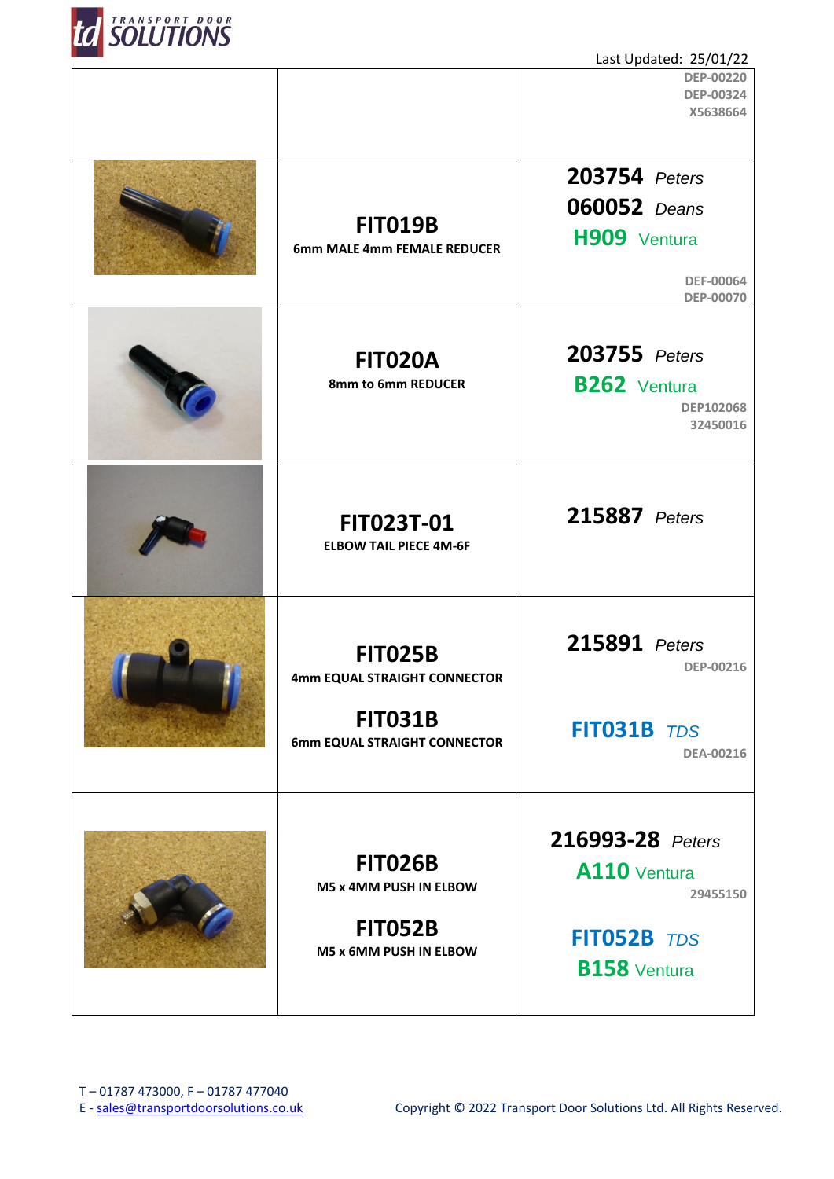Last Updated: 25/01/22

| | | |
|---|---|---|
| | | DEP-00220<br>DEP-00324<br>X5638664 |
| | **FIT019B**<br>6mm MALE 4mm FEMALE REDUCER | **203754** *Peters*<br>**060052** *Deans*<br>**H909** Ventura<br>DEF-00064<br>DEP-00070 |
| | **FIT020A**<br>8mm to 6mm REDUCER | **203755** *Peters*<br>**B262** Ventura<br>DEP102068<br>32450016 |
| | **FIT023T-01**<br>ELBOW TAIL PIECE 4M-6F | **215887** *Peters* |
| | **FIT025B**<br>4mm EQUAL STRAIGHT CONNECTOR<br>**FIT031B**<br>6mm EQUAL STRAIGHT CONNECTOR | **215891** *Peters*<br>DEP-00216<br>**FIT031B** *TDS*<br>DEA-00216 |
| | **FIT026B**<br>M5 x 4MM PUSH IN ELBOW<br>**FIT052B**<br>M5 x 6MM PUSH IN ELBOW | **216993-28** *Peters*<br>**A110** Ventura<br>29455150<br>**FIT052B** *TDS*<br>**B158** Ventura |

T – 01787 473000, F – 01787 477040
E - sales@transportdoorsolutions.co.uk

Copyright © 2022 Transport Door Solutions Ltd. All Rights Reserved.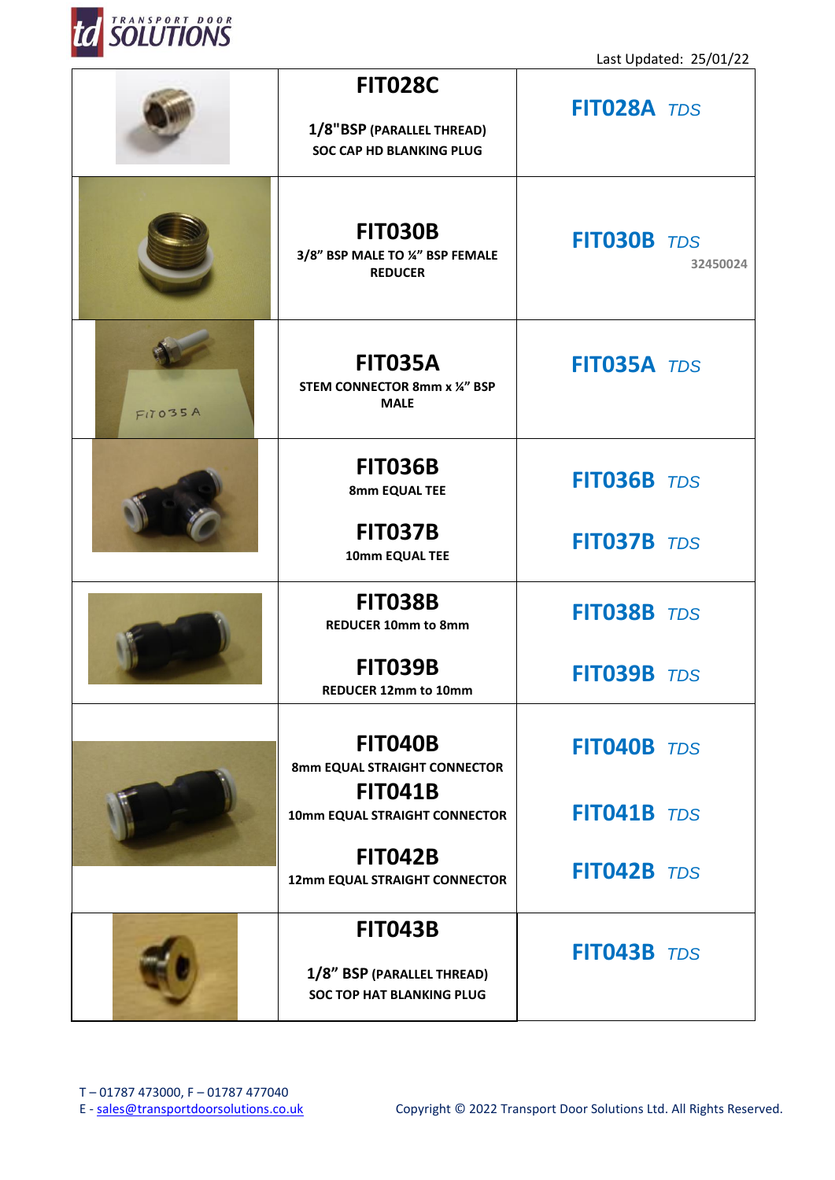Last Updated: 25/01/22

| | | |
|---|---|---|
| | **FIT028C**<br>**1/8"BSP (PARALLEL THREAD)**<br>**SOC CAP HD BLANKING PLUG** | **FIT028A** *TDS* |
| | **FIT030B**<br>**3/8" BSP MALE TO ¼" BSP FEMALE REDUCER** | **FIT030B** *TDS*<br>32450024 |
| | **FIT035A**<br>**STEM CONNECTOR 8mm x ¼" BSP MALE** | **FIT035A** *TDS* |
| | **FIT036B**<br>**8mm EQUAL TEE**<br>**FIT037B**<br>**10mm EQUAL TEE** | **FIT036B** *TDS*<br>**FIT037B** *TDS* |
| | **FIT038B**<br>**REDUCER 10mm to 8mm**<br>**FIT039B**<br>**REDUCER 12mm to 10mm** | **FIT038B** *TDS*<br>**FIT039B** *TDS* |
| | **FIT040B**<br>**8mm EQUAL STRAIGHT CONNECTOR**<br>**FIT041B**<br>**10mm EQUAL STRAIGHT CONNECTOR**<br>**FIT042B**<br>**12mm EQUAL STRAIGHT CONNECTOR** | **FIT040B** *TDS*<br>**FIT041B** *TDS*<br>**FIT042B** *TDS* |
| | **FIT043B**<br>**1/8" BSP (PARALLEL THREAD)**<br>**SOC TOP HAT BLANKING PLUG** | **FIT043B** *TDS* |

T – 01787 473000, F – 01787 477040
E - sales@transportdoorsolutions.co.uk

Copyright © 2022 Transport Door Solutions Ltd. All Rights Reserved.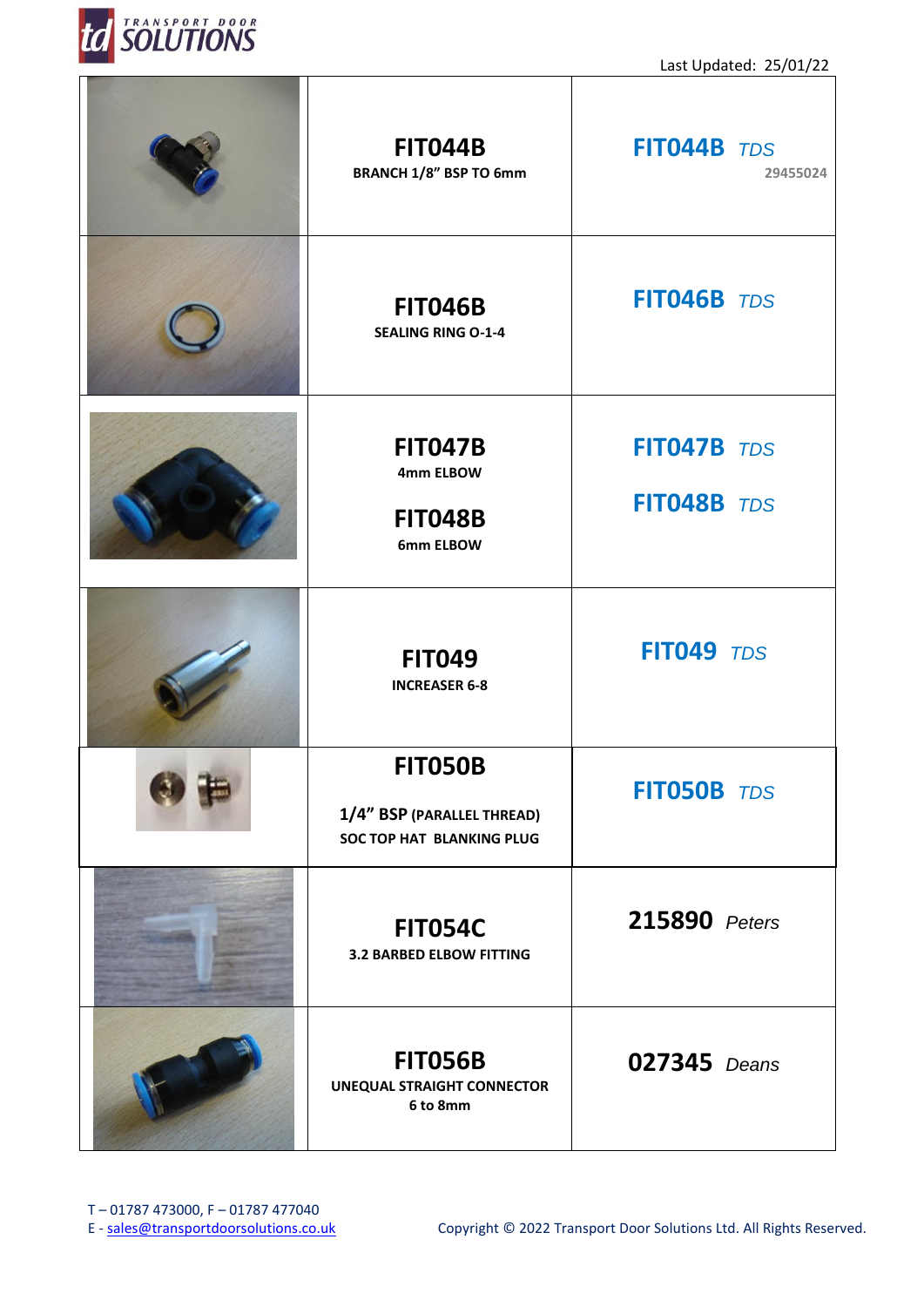Last Updated: 25/01/22

| | | |
|---|---|---|
| | **FIT044B**<br>**BRANCH 1/8" BSP TO 6mm** | **FIT044B** *TDS*<br>29455024 |
| | **FIT046B**<br>**SEALING RING O-1-4** | **FIT046B** *TDS* |
| | **FIT047B**<br>**4mm ELBOW**<br><br>**FIT048B**<br>**6mm ELBOW** | **FIT047B** *TDS*<br><br>**FIT048B** *TDS* |
| | **FIT049**<br>**INCREASER 6-8** | **FIT049** *TDS* |
| | **FIT050B**<br>**1/4" BSP (PARALLEL THREAD)**<br>**SOC TOP HAT BLANKING PLUG** | **FIT050B** *TDS* |
| | **FIT054C**<br>**3.2 BARBED ELBOW FITTING** | **215890** *Peters* |
| | **FIT056B**<br>**UNEQUAL STRAIGHT CONNECTOR**<br>**6 to 8mm** | **027345** *Deans* |

T – 01787 473000, F – 01787 477040
E - sales@transportdoorsolutions.co.uk

Copyright © 2022 Transport Door Solutions Ltd. All Rights Reserved.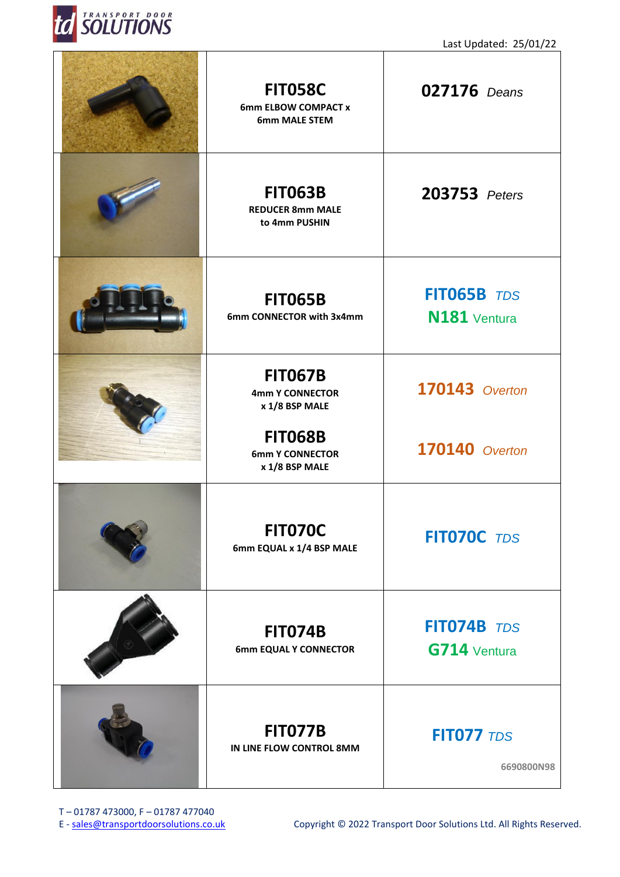Last Updated: 25/01/22

| | Product | Cross Reference |
|---|---|---|
| | **FIT058C**<br>6mm ELBOW COMPACT x 6mm MALE STEM | **027176** *Deans* |
| | **FIT063B**<br>REDUCER 8mm MALE to 4mm PUSHIN | **203753** *Peters* |
| | **FIT065B**<br>6mm CONNECTOR with 3x4mm | **FIT065B** *TDS*<br>**N181** Ventura |
| | **FIT067B**<br>4mm Y CONNECTOR x 1/8 BSP MALE<br><br>**FIT068B**<br>6mm Y CONNECTOR x 1/8 BSP MALE | **170143** *Overton*<br><br>**170140** *Overton* |
| | **FIT070C**<br>6mm EQUAL x 1/4 BSP MALE | **FIT070C** *TDS* |
| | **FIT074B**<br>6mm EQUAL Y CONNECTOR | **FIT074B** *TDS*<br>**G714** Ventura |
| | **FIT077B**<br>IN LINE FLOW CONTROL 8MM | **FIT077** *TDS*<br>6690800N98 |

T – 01787 473000, F – 01787 477040
E - sales@transportdoorsolutions.co.uk

Copyright © 2022 Transport Door Solutions Ltd. All Rights Reserved.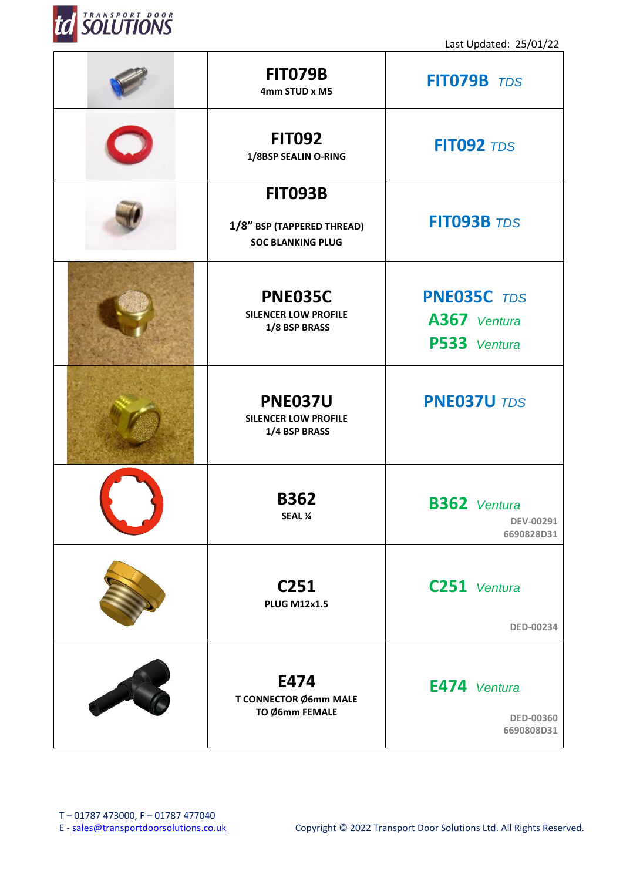Last Updated: 25/01/22

| | | |
|---|---|---|
| | **FIT079B**<br>**4mm STUD x M5** | **FIT079B** *TDS* |
| | **FIT092**<br>**1/8BSP SEALIN O-RING** | **FIT092** *TDS* |
| | **FIT093B**<br>**1/8" BSP (TAPPERED THREAD)**<br>**SOC BLANKING PLUG** | **FIT093B** *TDS* |
| | **PNE035C**<br>**SILENCER LOW PROFILE**<br>**1/8 BSP BRASS** | **PNE035C** *TDS*<br>**A367** *Ventura*<br>**P533** *Ventura* |
| | **PNE037U**<br>**SILENCER LOW PROFILE**<br>**1/4 BSP BRASS** | **PNE037U** *TDS* |
| | **B362**<br>**SEAL ¼** | **B362** *Ventura*<br>DEV-00291<br>6690828D31 |
| | **C251**<br>**PLUG M12x1.5** | **C251** *Ventura*<br>DED-00234 |
| | **E474**<br>**T CONNECTOR Ø6mm MALE TO Ø6mm FEMALE** | **E474** *Ventura*<br>DED-00360<br>6690808D31 |

T – 01787 473000, F – 01787 477040
E - sales@transportdoorsolutions.co.uk

Copyright © 2022 Transport Door Solutions Ltd. All Rights Reserved.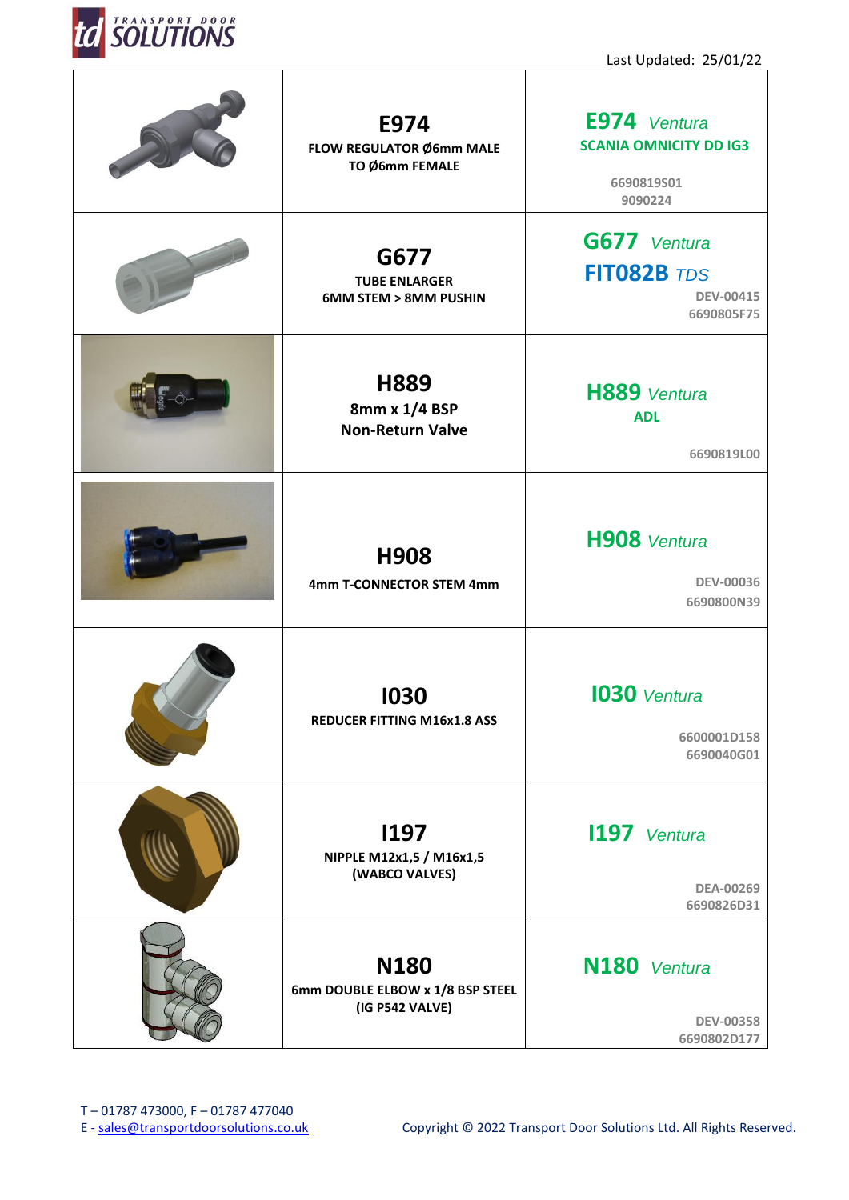Last Updated: 25/01/22

| | | |
|---|---|---|
| | **E974**<br>**FLOW REGULATOR Ø6mm MALE TO Ø6mm FEMALE** | **E974** *Ventura*<br>**SCANIA OMNICITY DD IG3**<br>**6690819S01**<br>**9090224** |
| | **G677**<br>**TUBE ENLARGER**<br>**6MM STEM > 8MM PUSHIN** | **G677** *Ventura*<br>**FIT082B** *TDS*<br>**DEV-00415**<br>**6690805F75** |
| | **H889**<br>**8mm x 1/4 BSP**<br>**Non-Return Valve** | **H889** *Ventura*<br>**ADL**<br>**6690819L00** |
| | **H908**<br>**4mm T-CONNECTOR STEM 4mm** | **H908** *Ventura*<br>**DEV-00036**<br>**6690800N39** |
| | **I030**<br>**REDUCER FITTING M16x1.8 ASS** | **I030** *Ventura*<br>**6600001D158**<br>**6690040G01** |
| | **I197**<br>**NIPPLE M12x1,5 / M16x1,5 (WABCO VALVES)** | **I197** *Ventura*<br>**DEA-00269**<br>**6690826D31** |
| | **N180**<br>**6mm DOUBLE ELBOW x 1/8 BSP STEEL (IG P542 VALVE)** | **N180** *Ventura*<br>**DEV-00358**<br>**6690802D177** |

T – 01787 473000, F – 01787 477040
E - sales@transportdoorsolutions.co.uk

Copyright © 2022 Transport Door Solutions Ltd. All Rights Reserved.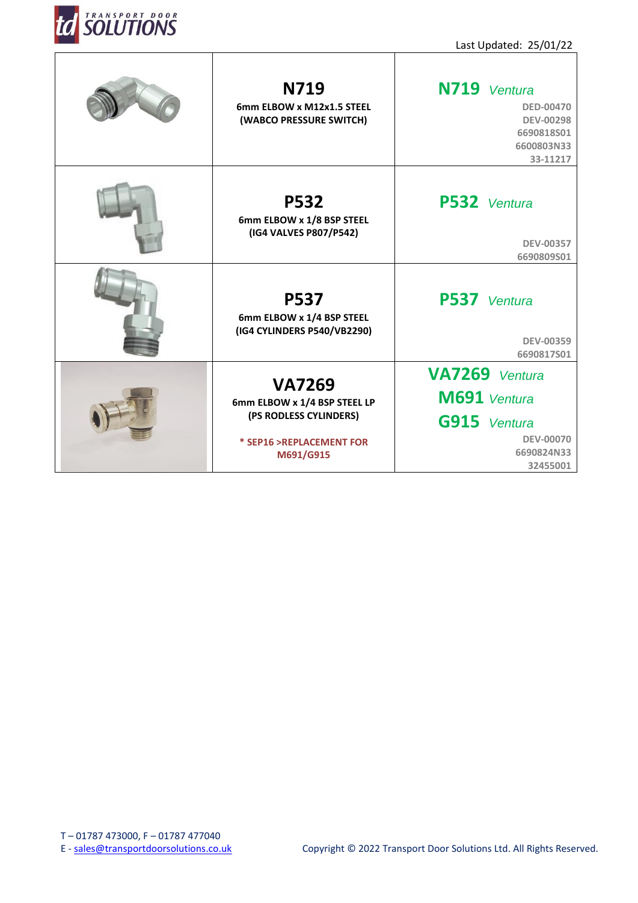Last Updated: 25/01/22

| | | |
|---|---|---|
| | **N719**<br>6mm ELBOW x M12x1.5 STEEL<br>(WABCO PRESSURE SWITCH) | **N719** *Ventura*<br>DED-00470<br>DEV-00298<br>6690818S01<br>6600803N33<br>33-11217 |
| | **P532**<br>6mm ELBOW x 1/8 BSP STEEL<br>(IG4 VALVES P807/P542) | **P532** *Ventura*<br>DEV-00357<br>6690809S01 |
| | **P537**<br>6mm ELBOW x 1/4 BSP STEEL<br>(IG4 CYLINDERS P540/VB2290) | **P537** *Ventura*<br>DEV-00359<br>6690817S01 |
| | **VA7269**<br>6mm ELBOW x 1/4 BSP STEEL LP<br>(PS RODLESS CYLINDERS)<br>* SEP16 >REPLACEMENT FOR M691/G915 | **VA7269** *Ventura*<br>**M691** *Ventura*<br>**G915** *Ventura*<br>DEV-00070<br>6690824N33<br>32455001 |

T – 01787 473000, F – 01787 477040
E - sales@transportdoorsolutions.co.uk

Copyright © 2022 Transport Door Solutions Ltd. All Rights Reserved.